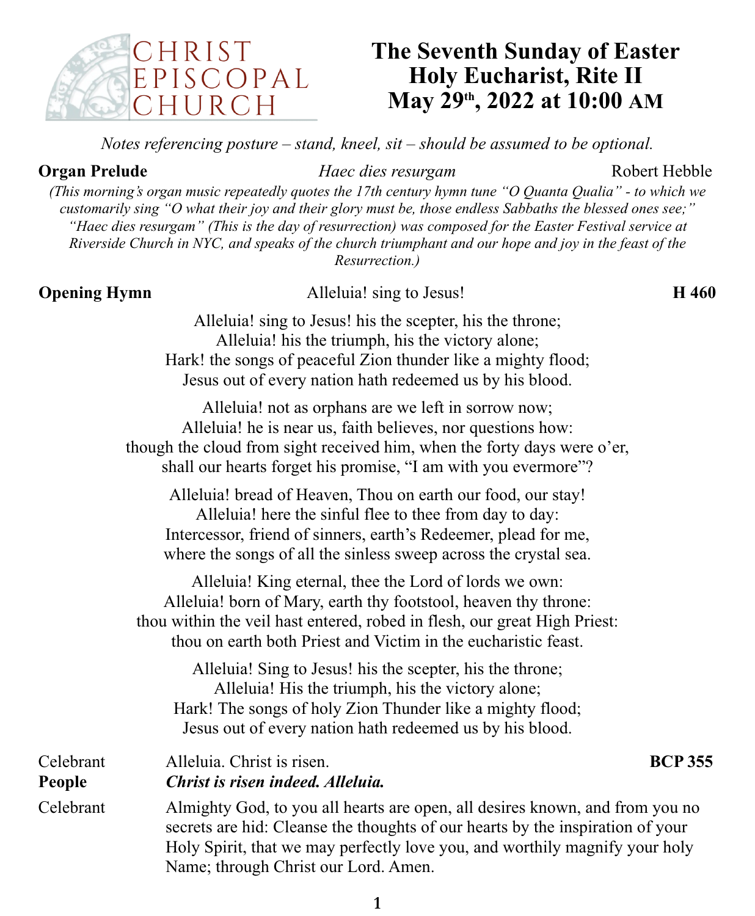CHRIST EPISCOPAL CHURCH

# The Seventh Sunday of Easter
# Holy Eucharist, Rite II
# May 29th, 2022 at 10:00 AM

*Notes referencing posture – stand, kneel, sit – should be assumed to be optional.*

**Organ Prelude** *Haec dies resurgam* Robert Hebble

*(This morning's organ music repeatedly quotes the 17th century hymn tune "O Quanta Qualia" - to which we customarily sing "O what their joy and their glory must be, those endless Sabbaths the blessed ones see;" "Haec dies resurgam" (This is the day of resurrection) was composed for the Easter Festival service at Riverside Church in NYC, and speaks of the church triumphant and our hope and joy in the feast of the Resurrection.)*

**Opening Hymn** Alleluia! sing to Jesus! **H 460**

Alleluia! sing to Jesus! his the scepter, his the throne;
Alleluia! his the triumph, his the victory alone;
Hark! the songs of peaceful Zion thunder like a mighty flood;
Jesus out of every nation hath redeemed us by his blood.

Alleluia! not as orphans are we left in sorrow now;
Alleluia! he is near us, faith believes, nor questions how:
though the cloud from sight received him, when the forty days were o'er,
shall our hearts forget his promise, "I am with you evermore"?

Alleluia! bread of Heaven, Thou on earth our food, our stay!
Alleluia! here the sinful flee to thee from day to day:
Intercessor, friend of sinners, earth's Redeemer, plead for me,
where the songs of all the sinless sweep across the crystal sea.

Alleluia! King eternal, thee the Lord of lords we own:
Alleluia! born of Mary, earth thy footstool, heaven thy throne:
thou within the veil hast entered, robed in flesh, our great High Priest:
thou on earth both Priest and Victim in the eucharistic feast.

Alleluia! Sing to Jesus! his the scepter, his the throne;
Alleluia! His the triumph, his the victory alone;
Hark! The songs of holy Zion Thunder like a mighty flood;
Jesus out of every nation hath redeemed us by his blood.

Celebrant Alleluia. Christ is risen. **BCP 355**
**People** ***Christ is risen indeed. Alleluia.***

Celebrant Almighty God, to you all hearts are open, all desires known, and from you no secrets are hid: Cleanse the thoughts of our hearts by the inspiration of your Holy Spirit, that we may perfectly love you, and worthily magnify your holy Name; through Christ our Lord. Amen.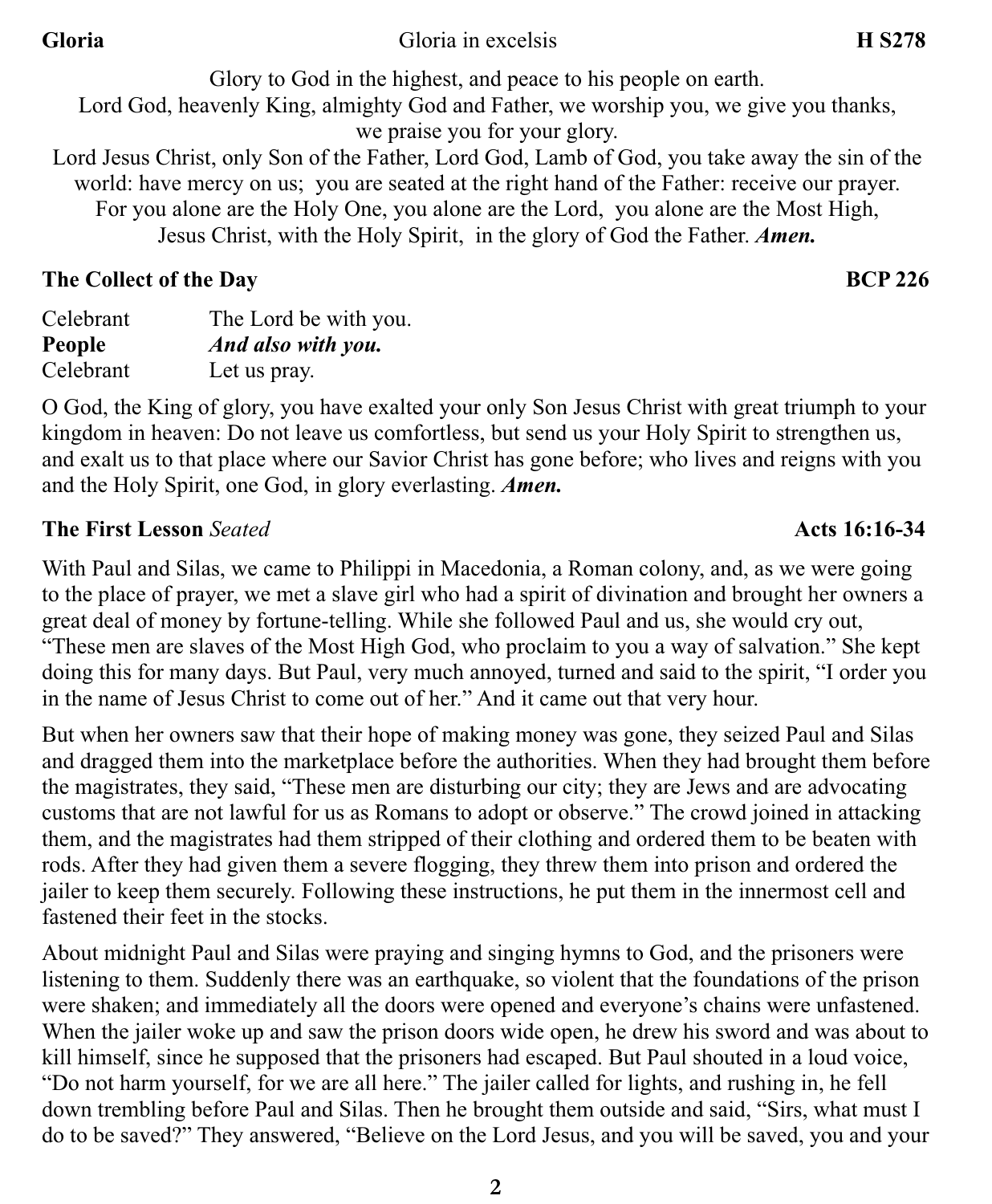**Gloria** Gloria in excelsis **H S278**

Glory to God in the highest, and peace to his people on earth.
Lord God, heavenly King, almighty God and Father, we worship you, we give you thanks, we praise you for your glory.
Lord Jesus Christ, only Son of the Father, Lord God, Lamb of God, you take away the sin of the world: have mercy on us; you are seated at the right hand of the Father: receive our prayer.
For you alone are the Holy One, you alone are the Lord, you alone are the Most High, Jesus Christ, with the Holy Spirit, in the glory of God the Father. ***Amen.***

**The Collect of the Day** **BCP 226**

| | |
|---|---|
| Celebrant | The Lord be with you. |
| **People** | ***And also with you.*** |
| Celebrant | Let us pray. |

O God, the King of glory, you have exalted your only Son Jesus Christ with great triumph to your kingdom in heaven: Do not leave us comfortless, but send us your Holy Spirit to strengthen us, and exalt us to that place where our Savior Christ has gone before; who lives and reigns with you and the Holy Spirit, one God, in glory everlasting. ***Amen.***

**The First Lesson** *Seated* **Acts 16:16-34**

With Paul and Silas, we came to Philippi in Macedonia, a Roman colony, and, as we were going to the place of prayer, we met a slave girl who had a spirit of divination and brought her owners a great deal of money by fortune-telling. While she followed Paul and us, she would cry out, "These men are slaves of the Most High God, who proclaim to you a way of salvation." She kept doing this for many days. But Paul, very much annoyed, turned and said to the spirit, "I order you in the name of Jesus Christ to come out of her." And it came out that very hour.

But when her owners saw that their hope of making money was gone, they seized Paul and Silas and dragged them into the marketplace before the authorities. When they had brought them before the magistrates, they said, "These men are disturbing our city; they are Jews and are advocating customs that are not lawful for us as Romans to adopt or observe." The crowd joined in attacking them, and the magistrates had them stripped of their clothing and ordered them to be beaten with rods. After they had given them a severe flogging, they threw them into prison and ordered the jailer to keep them securely. Following these instructions, he put them in the innermost cell and fastened their feet in the stocks.

About midnight Paul and Silas were praying and singing hymns to God, and the prisoners were listening to them. Suddenly there was an earthquake, so violent that the foundations of the prison were shaken; and immediately all the doors were opened and everyone's chains were unfastened. When the jailer woke up and saw the prison doors wide open, he drew his sword and was about to kill himself, since he supposed that the prisoners had escaped. But Paul shouted in a loud voice, "Do not harm yourself, for we are all here." The jailer called for lights, and rushing in, he fell down trembling before Paul and Silas. Then he brought them outside and said, "Sirs, what must I do to be saved?" They answered, "Believe on the Lord Jesus, and you will be saved, you and your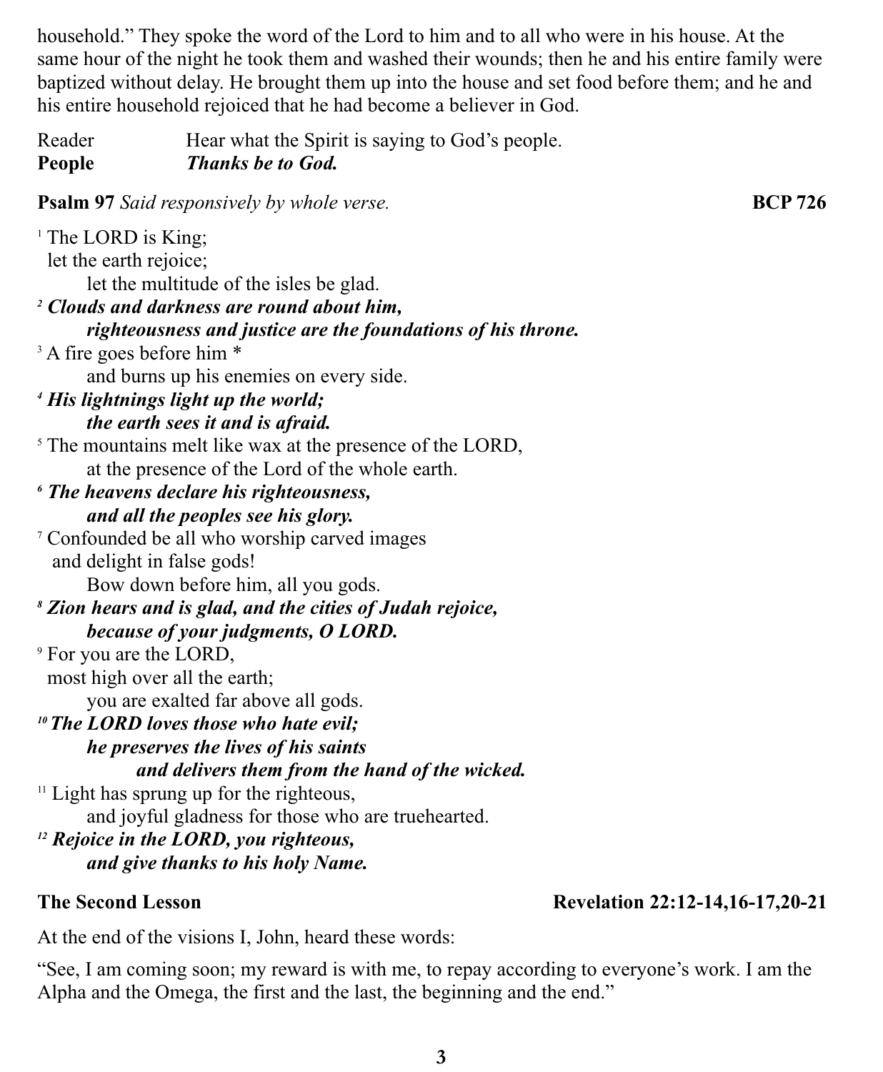household." They spoke the word of the Lord to him and to all who were in his house. At the same hour of the night he took them and washed their wounds; then he and his entire family were baptized without delay. He brought them up into the house and set food before them; and he and his entire household rejoiced that he had become a believer in God.

Reader Hear what the Spirit is saying to God's people.
**People** ***Thanks be to God.***

**Psalm 97** *Said responsively by whole verse.* **BCP 726**

[1] The LORD is King;
let the earth rejoice;
let the multitude of the isles be glad.
***[2] Clouds and darkness are round about him,***
***righteousness and justice are the foundations of his throne.***
[3] A fire goes before him *
and burns up his enemies on every side.
***[4] His lightnings light up the world;***
***the earth sees it and is afraid.***
[5] The mountains melt like wax at the presence of the LORD,
at the presence of the Lord of the whole earth.
***[6] The heavens declare his righteousness,***
***and all the peoples see his glory.***
[7] Confounded be all who worship carved images
and delight in false gods!
Bow down before him, all you gods.
***[8] Zion hears and is glad, and the cities of Judah rejoice,***
***because of your judgments, O LORD.***
[9] For you are the LORD,
most high over all the earth;
you are exalted far above all gods.
***[10] The LORD loves those who hate evil;***
***he preserves the lives of his saints***
***and delivers them from the hand of the wicked.***
[11] Light has sprung up for the righteous,
and joyful gladness for those who are truehearted.
***[12] Rejoice in the LORD, you righteous,***
***and give thanks to his holy Name.***

**The Second Lesson** **Revelation 22:12-14,16-17,20-21**

At the end of the visions I, John, heard these words:

"See, I am coming soon; my reward is with me, to repay according to everyone's work. I am the Alpha and the Omega, the first and the last, the beginning and the end."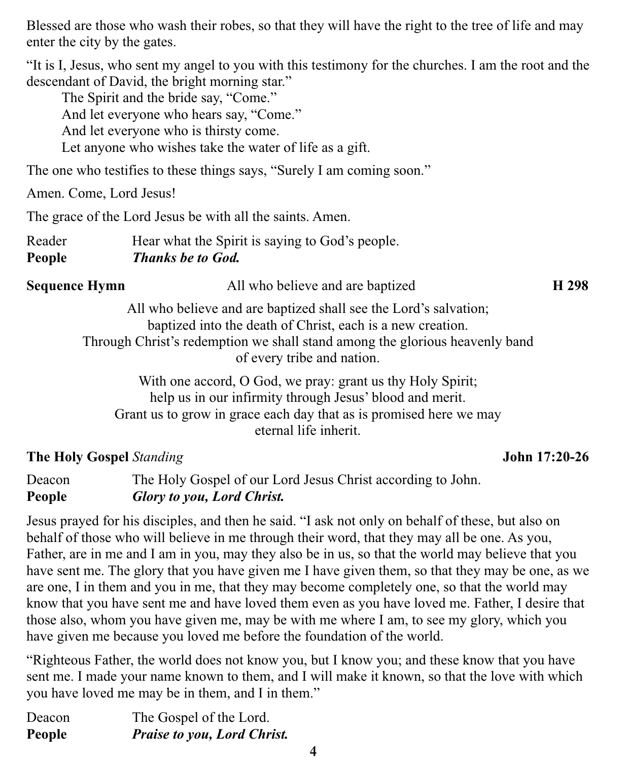Blessed are those who wash their robes, so that they will have the right to the tree of life and may enter the city by the gates.

"It is I, Jesus, who sent my angel to you with this testimony for the churches. I am the root and the descendant of David, the bright morning star."

> The Spirit and the bride say, "Come."
> And let everyone who hears say, "Come."
> And let everyone who is thirsty come.
> Let anyone who wishes take the water of life as a gift.

The one who testifies to these things says, "Surely I am coming soon."

Amen. Come, Lord Jesus!

The grace of the Lord Jesus be with all the saints. Amen.

Reader Hear what the Spirit is saying to God's people.
**People** ***Thanks be to God.***

**Sequence Hymn** All who believe and are baptized **H 298**

All who believe and are baptized shall see the Lord's salvation;
baptized into the death of Christ, each is a new creation.
Through Christ's redemption we shall stand among the glorious heavenly band
of every tribe and nation.

With one accord, O God, we pray: grant us thy Holy Spirit;
help us in our infirmity through Jesus' blood and merit.
Grant us to grow in grace each day that as is promised here we may
eternal life inherit.

**The Holy Gospel** *Standing* **John 17:20-26**

Deacon The Holy Gospel of our Lord Jesus Christ according to John.
**People** ***Glory to you, Lord Christ.***

Jesus prayed for his disciples, and then he said. "I ask not only on behalf of these, but also on behalf of those who will believe in me through their word, that they may all be one. As you, Father, are in me and I am in you, may they also be in us, so that the world may believe that you have sent me. The glory that you have given me I have given them, so that they may be one, as we are one, I in them and you in me, that they may become completely one, so that the world may know that you have sent me and have loved them even as you have loved me. Father, I desire that those also, whom you have given me, may be with me where I am, to see my glory, which you have given me because you loved me before the foundation of the world.

"Righteous Father, the world does not know you, but I know you; and these know that you have sent me. I made your name known to them, and I will make it known, so that the love with which you have loved me may be in them, and I in them."

Deacon The Gospel of the Lord.
**People** ***Praise to you, Lord Christ.***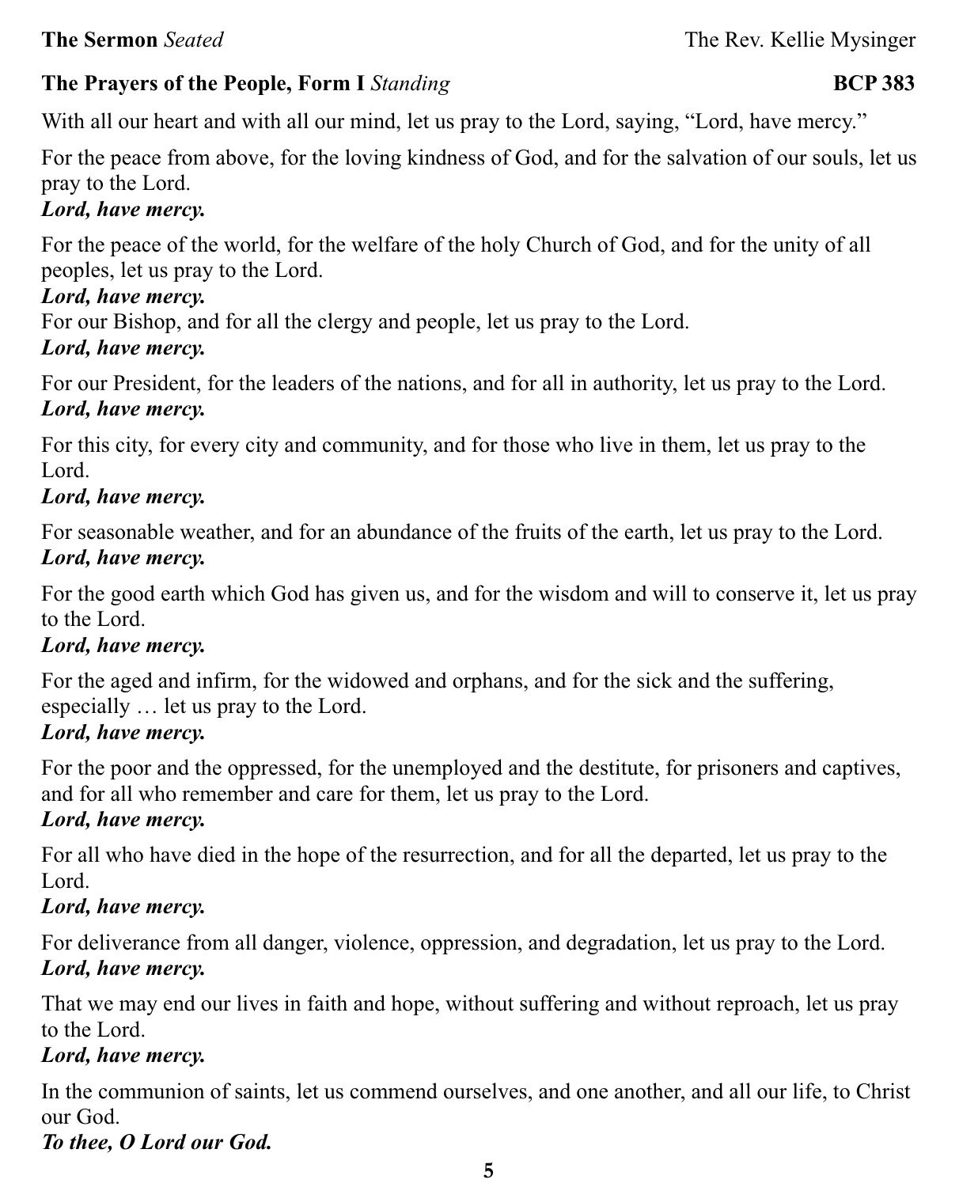**The Sermon** *Seated* The Rev. Kellie Mysinger

**The Prayers of the People, Form I** *Standing* **BCP 383**

With all our heart and with all our mind, let us pray to the Lord, saying, "Lord, have mercy."

For the peace from above, for the loving kindness of God, and for the salvation of our souls, let us pray to the Lord.
***Lord, have mercy.***

For the peace of the world, for the welfare of the holy Church of God, and for the unity of all peoples, let us pray to the Lord.
***Lord, have mercy.***
For our Bishop, and for all the clergy and people, let us pray to the Lord.
***Lord, have mercy.***

For our President, for the leaders of the nations, and for all in authority, let us pray to the Lord.
***Lord, have mercy.***

For this city, for every city and community, and for those who live in them, let us pray to the Lord.
***Lord, have mercy.***

For seasonable weather, and for an abundance of the fruits of the earth, let us pray to the Lord.
***Lord, have mercy.***

For the good earth which God has given us, and for the wisdom and will to conserve it, let us pray to the Lord.
***Lord, have mercy.***

For the aged and infirm, for the widowed and orphans, and for the sick and the suffering, especially … let us pray to the Lord.
***Lord, have mercy.***

For the poor and the oppressed, for the unemployed and the destitute, for prisoners and captives, and for all who remember and care for them, let us pray to the Lord.
***Lord, have mercy.***

For all who have died in the hope of the resurrection, and for all the departed, let us pray to the Lord.
***Lord, have mercy.***

For deliverance from all danger, violence, oppression, and degradation, let us pray to the Lord.
***Lord, have mercy.***

That we may end our lives in faith and hope, without suffering and without reproach, let us pray to the Lord.
***Lord, have mercy.***

In the communion of saints, let us commend ourselves, and one another, and all our life, to Christ our God.
***To thee, O Lord our God.***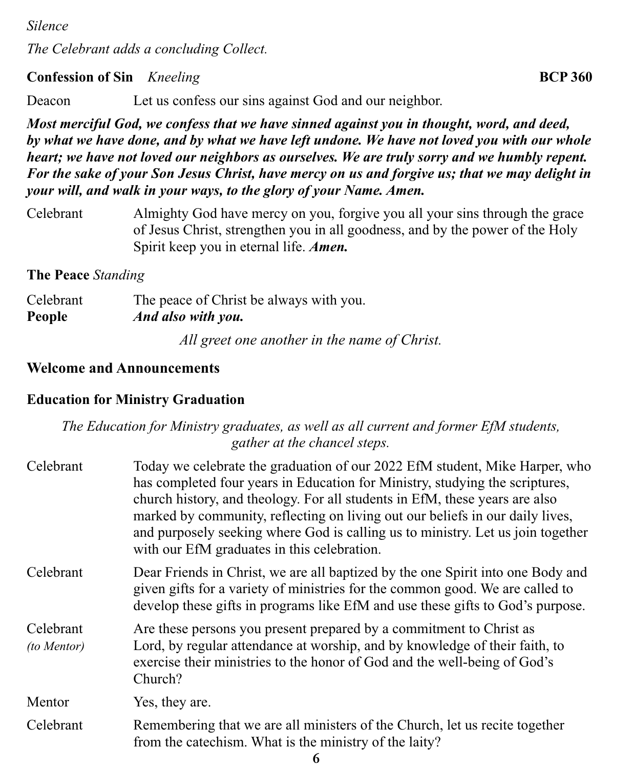*Silence*

*The Celebrant adds a concluding Collect.*

**Confession of Sin** *Kneeling* **BCP 360**

Deacon Let us confess our sins against God and our neighbor.

***Most merciful God, we confess that we have sinned against you in thought, word, and deed, by what we have done, and by what we have left undone. We have not loved you with our whole heart; we have not loved our neighbors as ourselves. We are truly sorry and we humbly repent. For the sake of your Son Jesus Christ, have mercy on us and forgive us; that we may delight in your will, and walk in your ways, to the glory of your Name. Amen.***

Celebrant Almighty God have mercy on you, forgive you all your sins through the grace of Jesus Christ, strengthen you in all goodness, and by the power of the Holy Spirit keep you in eternal life. ***Amen.***

**The Peace** *Standing*

Celebrant The peace of Christ be always with you.
**People** ***And also with you.***

*All greet one another in the name of Christ.*

**Welcome and Announcements**

**Education for Ministry Graduation**

*The Education for Ministry graduates, as well as all current and former EfM students, gather at the chancel steps.*

Celebrant Today we celebrate the graduation of our 2022 EfM student, Mike Harper, who has completed four years in Education for Ministry, studying the scriptures, church history, and theology. For all students in EfM, these years are also marked by community, reflecting on living out our beliefs in our daily lives, and purposely seeking where God is calling us to ministry. Let us join together with our EfM graduates in this celebration.

Celebrant Dear Friends in Christ, we are all baptized by the one Spirit into one Body and given gifts for a variety of ministries for the common good. We are called to develop these gifts in programs like EfM and use these gifts to God's purpose.

Celebrant *(to Mentor)* Are these persons you present prepared by a commitment to Christ as Lord, by regular attendance at worship, and by knowledge of their faith, to exercise their ministries to the honor of God and the well-being of God's Church?

Mentor Yes, they are.

Celebrant Remembering that we are all ministers of the Church, let us recite together from the catechism. What is the ministry of the laity?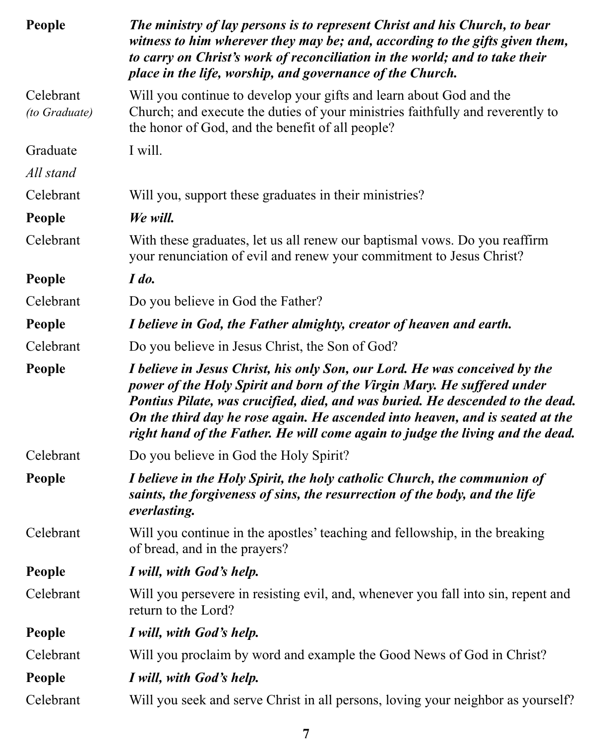**People** ***The ministry of lay persons is to represent Christ and his Church, to bear witness to him wherever they may be; and, according to the gifts given them, to carry on Christ's work of reconciliation in the world; and to take their place in the life, worship, and governance of the Church.***

Celebrant *(to Graduate)* Will you continue to develop your gifts and learn about God and the Church; and execute the duties of your ministries faithfully and reverently to the honor of God, and the benefit of all people?

Graduate I will.

*All stand*

Celebrant Will you, support these graduates in their ministries?

**People** ***We will.***

Celebrant With these graduates, let us all renew our baptismal vows. Do you reaffirm your renunciation of evil and renew your commitment to Jesus Christ?

**People** ***I do.***

Celebrant Do you believe in God the Father?

**People** ***I believe in God, the Father almighty, creator of heaven and earth.***

Celebrant Do you believe in Jesus Christ, the Son of God?

**People** ***I believe in Jesus Christ, his only Son, our Lord. He was conceived by the power of the Holy Spirit and born of the Virgin Mary. He suffered under Pontius Pilate, was crucified, died, and was buried. He descended to the dead. On the third day he rose again. He ascended into heaven, and is seated at the right hand of the Father. He will come again to judge the living and the dead.***

Celebrant Do you believe in God the Holy Spirit?

**People** ***I believe in the Holy Spirit, the holy catholic Church, the communion of saints, the forgiveness of sins, the resurrection of the body, and the life everlasting.***

Celebrant Will you continue in the apostles' teaching and fellowship, in the breaking of bread, and in the prayers?

**People** ***I will, with God's help.***

Celebrant Will you persevere in resisting evil, and, whenever you fall into sin, repent and return to the Lord?

**People** ***I will, with God's help.***

Celebrant Will you proclaim by word and example the Good News of God in Christ?

**People** ***I will, with God's help.***

Celebrant Will you seek and serve Christ in all persons, loving your neighbor as yourself?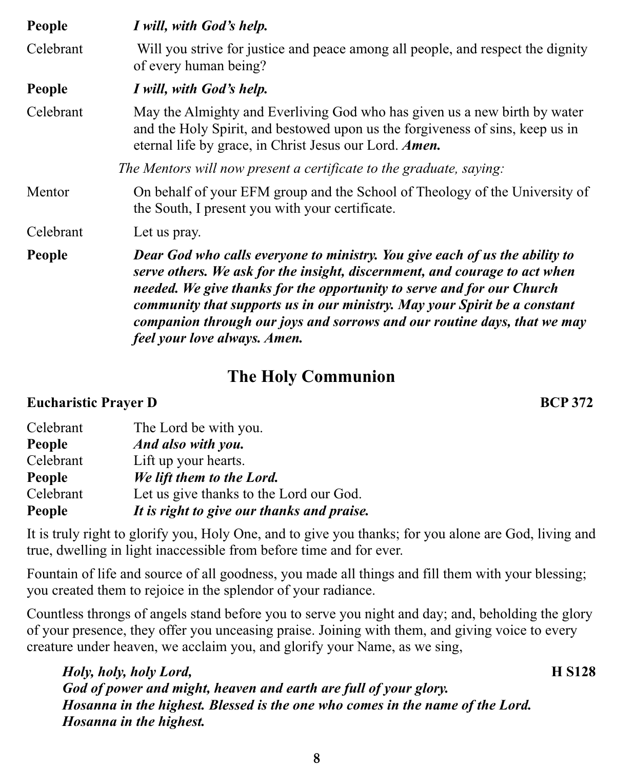**People** ***I will, with God's help.***

Celebrant Will you strive for justice and peace among all people, and respect the dignity of every human being?

**People** ***I will, with God's help.***

Celebrant May the Almighty and Everliving God who has given us a new birth by water and the Holy Spirit, and bestowed upon us the forgiveness of sins, keep us in eternal life by grace, in Christ Jesus our Lord. ***Amen.***

*The Mentors will now present a certificate to the graduate, saying:*

Mentor On behalf of your EFM group and the School of Theology of the University of the South, I present you with your certificate.

Celebrant Let us pray.

**People** ***Dear God who calls everyone to ministry. You give each of us the ability to serve others. We ask for the insight, discernment, and courage to act when needed. We give thanks for the opportunity to serve and for our Church community that supports us in our ministry. May your Spirit be a constant companion through our joys and sorrows and our routine days, that we may feel your love always. Amen.***

## The Holy Communion

**Eucharistic Prayer D** **BCP 372**

Celebrant The Lord be with you.
**People** ***And also with you.***
Celebrant Lift up your hearts.
**People** ***We lift them to the Lord.***
Celebrant Let us give thanks to the Lord our God.
**People** ***It is right to give our thanks and praise.***

It is truly right to glorify you, Holy One, and to give you thanks; for you alone are God, living and true, dwelling in light inaccessible from before time and for ever.

Fountain of life and source of all goodness, you made all things and fill them with your blessing; you created them to rejoice in the splendor of your radiance.

Countless throngs of angels stand before you to serve you night and day; and, beholding the glory of your presence, they offer you unceasing praise. Joining with them, and giving voice to every creature under heaven, we acclaim you, and glorify your Name, as we sing,

***Holy, holy, holy Lord,*** **H S128**
***God of power and might, heaven and earth are full of your glory.***
***Hosanna in the highest. Blessed is the one who comes in the name of the Lord.***
***Hosanna in the highest.***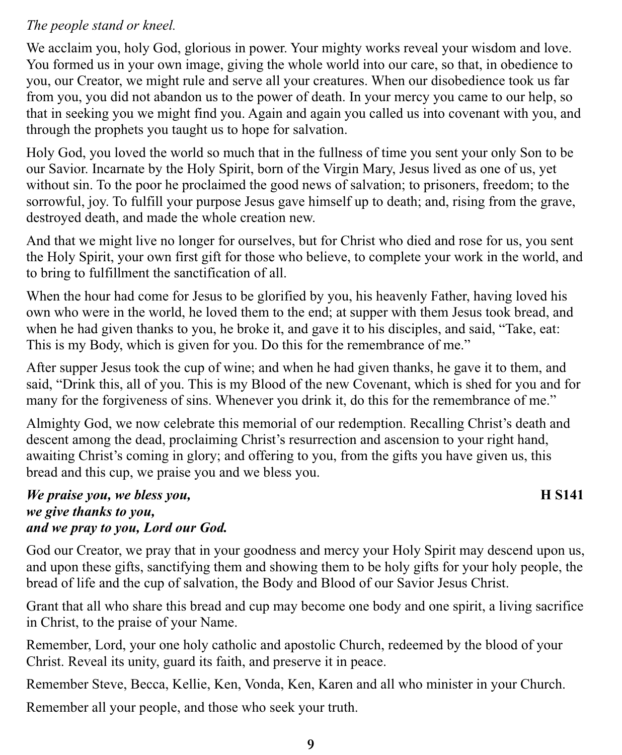*The people stand or kneel.*

We acclaim you, holy God, glorious in power. Your mighty works reveal your wisdom and love. You formed us in your own image, giving the whole world into our care, so that, in obedience to you, our Creator, we might rule and serve all your creatures. When our disobedience took us far from you, you did not abandon us to the power of death. In your mercy you came to our help, so that in seeking you we might find you. Again and again you called us into covenant with you, and through the prophets you taught us to hope for salvation.

Holy God, you loved the world so much that in the fullness of time you sent your only Son to be our Savior. Incarnate by the Holy Spirit, born of the Virgin Mary, Jesus lived as one of us, yet without sin. To the poor he proclaimed the good news of salvation; to prisoners, freedom; to the sorrowful, joy. To fulfill your purpose Jesus gave himself up to death; and, rising from the grave, destroyed death, and made the whole creation new.

And that we might live no longer for ourselves, but for Christ who died and rose for us, you sent the Holy Spirit, your own first gift for those who believe, to complete your work in the world, and to bring to fulfillment the sanctification of all.

When the hour had come for Jesus to be glorified by you, his heavenly Father, having loved his own who were in the world, he loved them to the end; at supper with them Jesus took bread, and when he had given thanks to you, he broke it, and gave it to his disciples, and said, "Take, eat: This is my Body, which is given for you. Do this for the remembrance of me."

After supper Jesus took the cup of wine; and when he had given thanks, he gave it to them, and said, "Drink this, all of you. This is my Blood of the new Covenant, which is shed for you and for many for the forgiveness of sins. Whenever you drink it, do this for the remembrance of me."

Almighty God, we now celebrate this memorial of our redemption. Recalling Christ's death and descent among the dead, proclaiming Christ's resurrection and ascension to your right hand, awaiting Christ's coming in glory; and offering to you, from the gifts you have given us, this bread and this cup, we praise you and we bless you.

***We praise you, we bless you,*** **H S141**
***we give thanks to you,***
***and we pray to you, Lord our God.***

God our Creator, we pray that in your goodness and mercy your Holy Spirit may descend upon us, and upon these gifts, sanctifying them and showing them to be holy gifts for your holy people, the bread of life and the cup of salvation, the Body and Blood of our Savior Jesus Christ.

Grant that all who share this bread and cup may become one body and one spirit, a living sacrifice in Christ, to the praise of your Name.

Remember, Lord, your one holy catholic and apostolic Church, redeemed by the blood of your Christ. Reveal its unity, guard its faith, and preserve it in peace.

Remember Steve, Becca, Kellie, Ken, Vonda, Ken, Karen and all who minister in your Church.

Remember all your people, and those who seek your truth.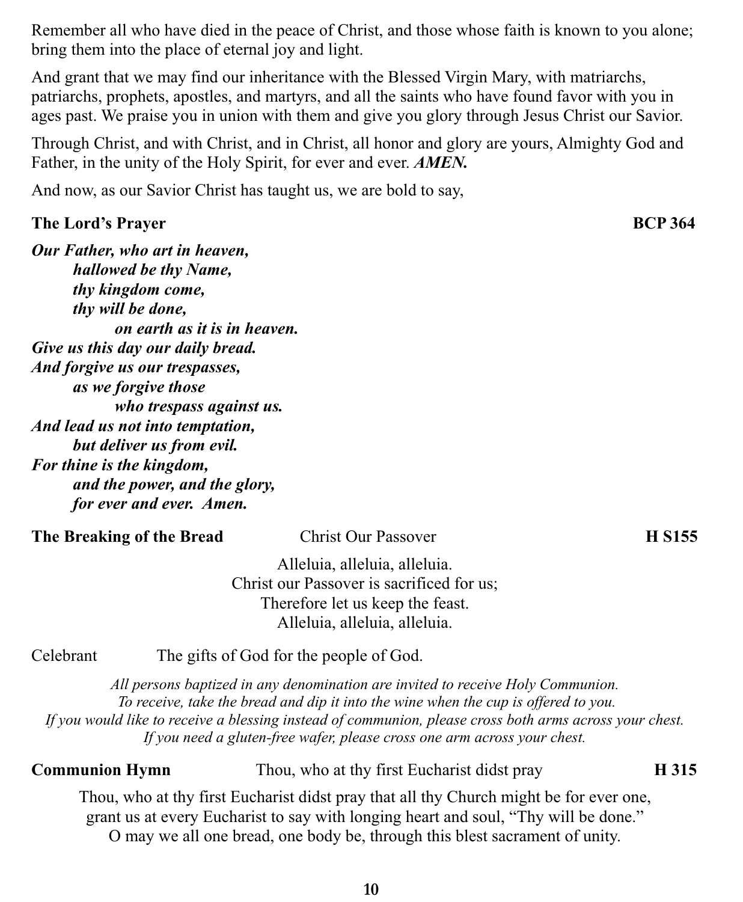Remember all who have died in the peace of Christ, and those whose faith is known to you alone; bring them into the place of eternal joy and light.

And grant that we may find our inheritance with the Blessed Virgin Mary, with matriarchs, patriarchs, prophets, apostles, and martyrs, and all the saints who have found favor with you in ages past. We praise you in union with them and give you glory through Jesus Christ our Savior.

Through Christ, and with Christ, and in Christ, all honor and glory are yours, Almighty God and Father, in the unity of the Holy Spirit, for ever and ever. ***AMEN.***

And now, as our Savior Christ has taught us, we are bold to say,

**The Lord's Prayer** **BCP 364**

***Our Father, who art in heaven,***
***hallowed be thy Name,***
***thy kingdom come,***
***thy will be done,***
***on earth as it is in heaven.***
***Give us this day our daily bread.***
***And forgive us our trespasses,***
***as we forgive those***
***who trespass against us.***
***And lead us not into temptation,***
***but deliver us from evil.***
***For thine is the kingdom,***
***and the power, and the glory,***
***for ever and ever. Amen.***

**The Breaking of the Bread** Christ Our Passover **H S155**

Alleluia, alleluia, alleluia.
Christ our Passover is sacrificed for us;
Therefore let us keep the feast.
Alleluia, alleluia, alleluia.

Celebrant The gifts of God for the people of God.

*All persons baptized in any denomination are invited to receive Holy Communion.*
*To receive, take the bread and dip it into the wine when the cup is offered to you.*
*If you would like to receive a blessing instead of communion, please cross both arms across your chest.*
*If you need a gluten-free wafer, please cross one arm across your chest.*

**Communion Hymn** Thou, who at thy first Eucharist didst pray **H 315**

Thou, who at thy first Eucharist didst pray that all thy Church might be for ever one,
grant us at every Eucharist to say with longing heart and soul, "Thy will be done."
O may we all one bread, one body be, through this blest sacrament of unity.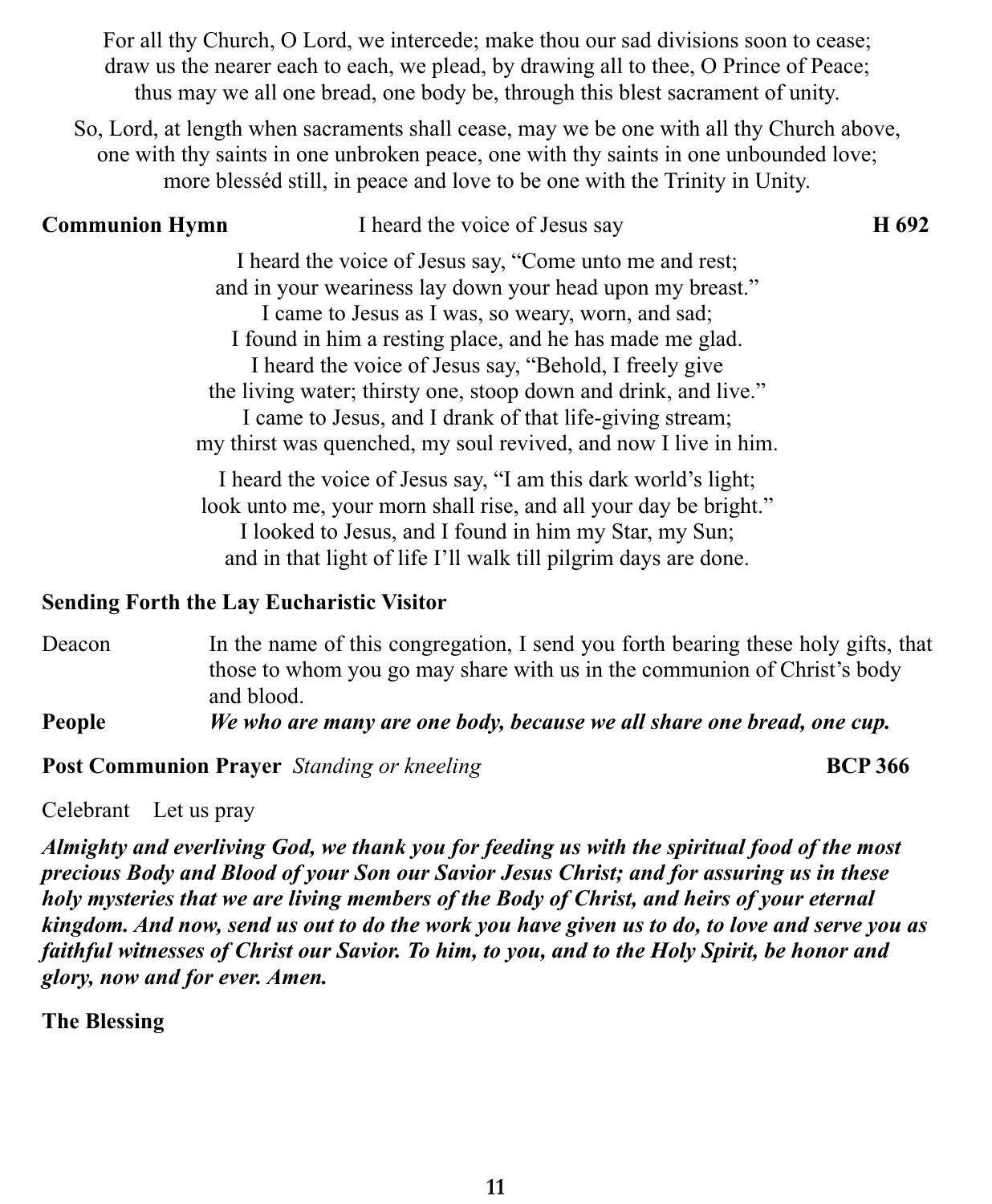For all thy Church, O Lord, we intercede; make thou our sad divisions soon to cease;
draw us the nearer each to each, we plead, by drawing all to thee, O Prince of Peace;
thus may we all one bread, one body be, through this blest sacrament of unity.

So, Lord, at length when sacraments shall cease, may we be one with all thy Church above,
one with thy saints in one unbroken peace, one with thy saints in one unbounded love;
more blesséd still, in peace and love to be one with the Trinity in Unity.

**Communion Hymn** I heard the voice of Jesus say **H 692**

I heard the voice of Jesus say, "Come unto me and rest;
and in your weariness lay down your head upon my breast."
I came to Jesus as I was, so weary, worn, and sad;
I found in him a resting place, and he has made me glad.
I heard the voice of Jesus say, "Behold, I freely give
the living water; thirsty one, stoop down and drink, and live."
I came to Jesus, and I drank of that life-giving stream;
my thirst was quenched, my soul revived, and now I live in him.

I heard the voice of Jesus say, "I am this dark world's light;
look unto me, your morn shall rise, and all your day be bright."
I looked to Jesus, and I found in him my Star, my Sun;
and in that light of life I'll walk till pilgrim days are done.

**Sending Forth the Lay Eucharistic Visitor**

Deacon In the name of this congregation, I send you forth bearing these holy gifts, that those to whom you go may share with us in the communion of Christ's body and blood.

**People** ***We who are many are one body, because we all share one bread, one cup.***

**Post Communion Prayer** *Standing or kneeling* **BCP 366**

Celebrant Let us pray

***Almighty and everliving God, we thank you for feeding us with the spiritual food of the most precious Body and Blood of your Son our Savior Jesus Christ; and for assuring us in these holy mysteries that we are living members of the Body of Christ, and heirs of your eternal kingdom. And now, send us out to do the work you have given us to do, to love and serve you as faithful witnesses of Christ our Savior. To him, to you, and to the Holy Spirit, be honor and glory, now and for ever. Amen.***

**The Blessing**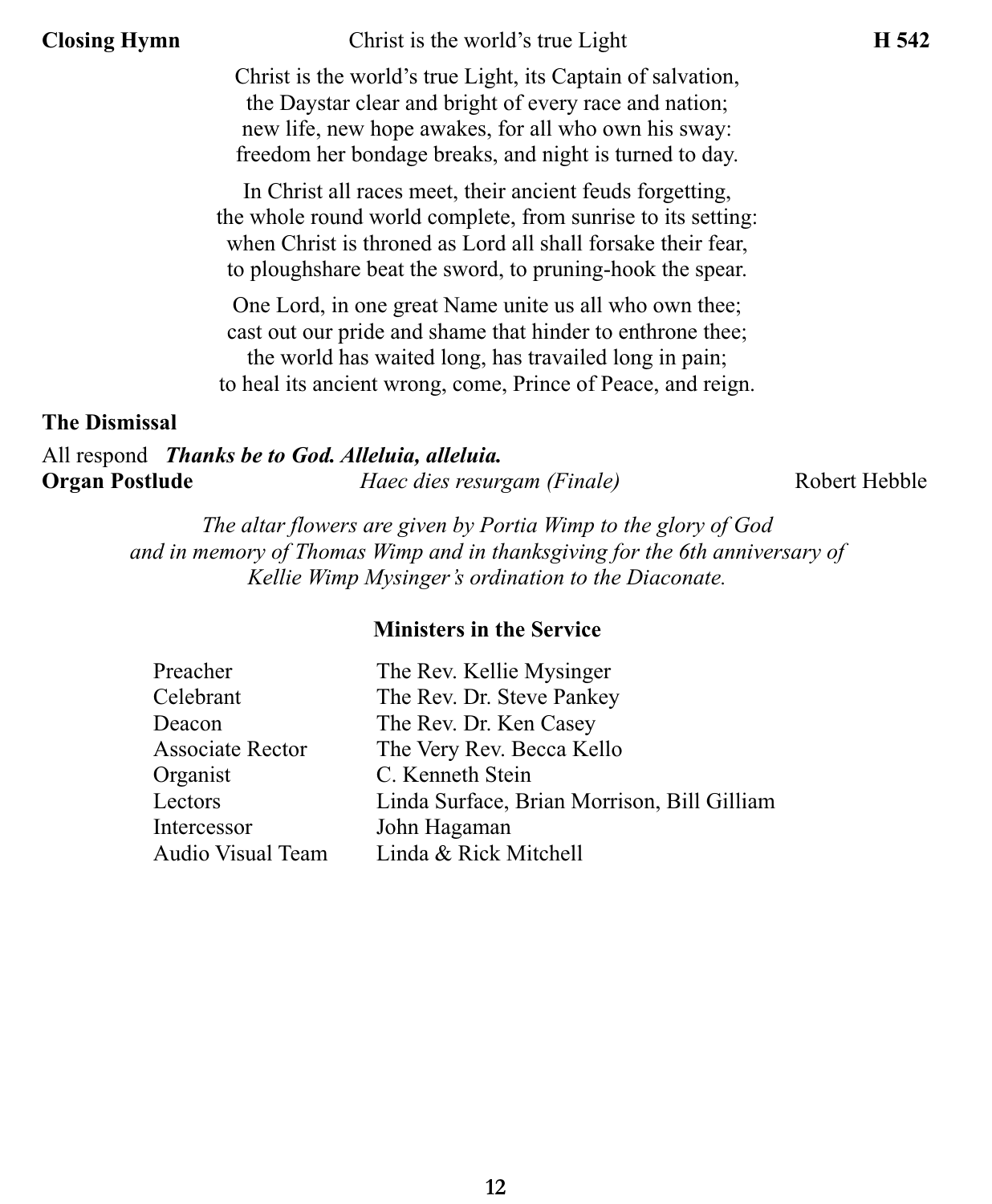**Closing Hymn** Christ is the world's true Light **H 542**

Christ is the world's true Light, its Captain of salvation,
the Daystar clear and bright of every race and nation;
new life, new hope awakes, for all who own his sway:
freedom her bondage breaks, and night is turned to day.

In Christ all races meet, their ancient feuds forgetting,
the whole round world complete, from sunrise to its setting:
when Christ is throned as Lord all shall forsake their fear,
to ploughshare beat the sword, to pruning-hook the spear.

One Lord, in one great Name unite us all who own thee;
cast out our pride and shame that hinder to enthrone thee;
the world has waited long, has travailed long in pain;
to heal its ancient wrong, come, Prince of Peace, and reign.

**The Dismissal**

All respond ***Thanks be to God. Alleluia, alleluia.***

**Organ Postlude** *Haec dies resurgam (Finale)* Robert Hebble

*The altar flowers are given by Portia Wimp to the glory of God and in memory of Thomas Wimp and in thanksgiving for the 6th anniversary of Kellie Wimp Mysinger's ordination to the Diaconate.*

**Ministers in the Service**

| | |
|---|---|
| Preacher | The Rev. Kellie Mysinger |
| Celebrant | The Rev. Dr. Steve Pankey |
| Deacon | The Rev. Dr. Ken Casey |
| Associate Rector | The Very Rev. Becca Kello |
| Organist | C. Kenneth Stein |
| Lectors | Linda Surface, Brian Morrison, Bill Gilliam |
| Intercessor | John Hagaman |
| Audio Visual Team | Linda & Rick Mitchell |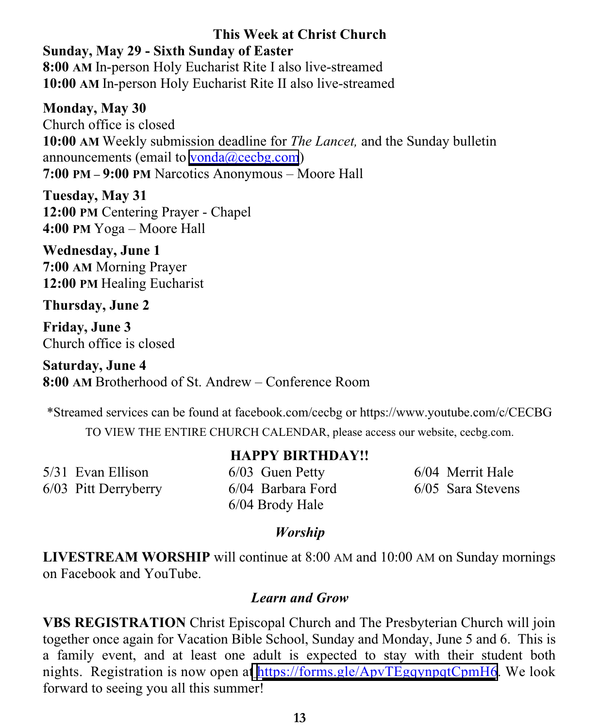## This Week at Christ Church

**Sunday, May 29 - Sixth Sunday of Easter**
**8:00 AM** In-person Holy Eucharist Rite I also live-streamed
**10:00 AM** In-person Holy Eucharist Rite II also live-streamed

**Monday, May 30**
Church office is closed
**10:00 AM** Weekly submission deadline for *The Lancet,* and the Sunday bulletin announcements (email to vonda@cecbg.com)
**7:00 PM – 9:00 PM** Narcotics Anonymous – Moore Hall

**Tuesday, May 31**
**12:00 PM** Centering Prayer - Chapel
**4:00 PM** Yoga – Moore Hall

**Wednesday, June 1**
**7:00 AM** Morning Prayer
**12:00 PM** Healing Eucharist

**Thursday, June 2**

**Friday, June 3**
Church office is closed

**Saturday, June 4**
**8:00 AM** Brotherhood of St. Andrew – Conference Room

*Streamed services can be found at facebook.com/cecbg or https://www.youtube.com/c/CECBG

TO VIEW THE ENTIRE CHURCH CALENDAR, please access our website, cecbg.com.

### HAPPY BIRTHDAY!!

5/31 Evan Ellison
6/03 Pitt Derryberry
6/03 Guen Petty
6/04 Barbara Ford
6/04 Brody Hale
6/04 Merrit Hale
6/05 Sara Stevens

### *Worship*

**LIVESTREAM WORSHIP** will continue at 8:00 AM and 10:00 AM on Sunday mornings on Facebook and YouTube.

### *Learn and Grow*

**VBS REGISTRATION** Christ Episcopal Church and The Presbyterian Church will join together once again for Vacation Bible School, Sunday and Monday, June 5 and 6. This is a family event, and at least one adult is expected to stay with their student both nights. Registration is now open at https://forms.gle/ApvTEgqynpqtCpmH6. We look forward to seeing you all this summer!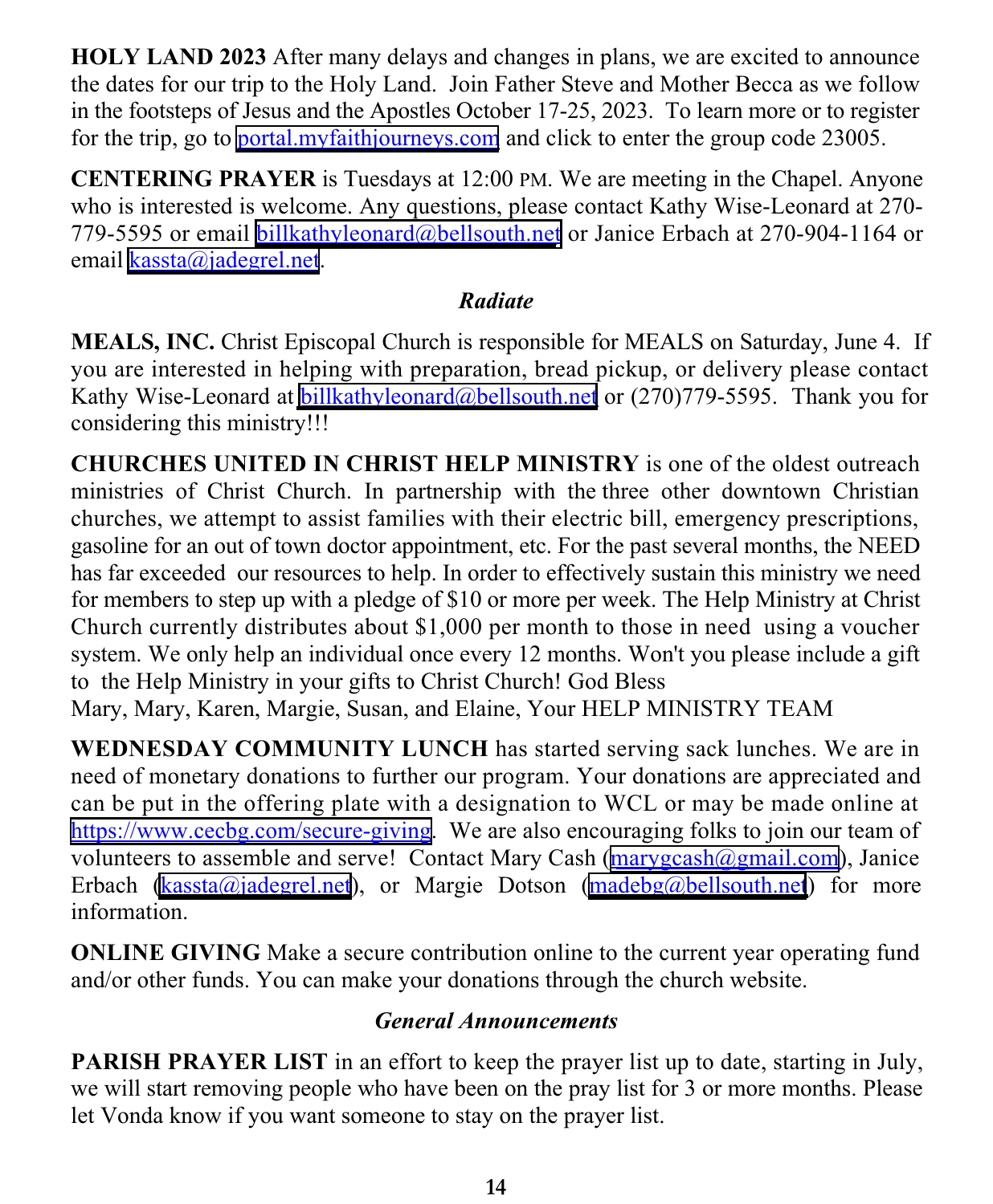**HOLY LAND 2023** After many delays and changes in plans, we are excited to announce the dates for our trip to the Holy Land. Join Father Steve and Mother Becca as we follow in the footsteps of Jesus and the Apostles October 17-25, 2023. To learn more or to register for the trip, go to portal.myfaithjourneys.com and click to enter the group code 23005.

**CENTERING PRAYER** is Tuesdays at 12:00 PM. We are meeting in the Chapel. Anyone who is interested is welcome. Any questions, please contact Kathy Wise-Leonard at 270-779-5595 or email billkathyleonard@bellsouth.net or Janice Erbach at 270-904-1164 or email kassta@jadegrel.net.

### *Radiate*

**MEALS, INC.** Christ Episcopal Church is responsible for MEALS on Saturday, June 4. If you are interested in helping with preparation, bread pickup, or delivery please contact Kathy Wise-Leonard at billkathyleonard@bellsouth.net or (270)779-5595. Thank you for considering this ministry!!!

**CHURCHES UNITED IN CHRIST HELP MINISTRY** is one of the oldest outreach ministries of Christ Church. In partnership with the three other downtown Christian churches, we attempt to assist families with their electric bill, emergency prescriptions, gasoline for an out of town doctor appointment, etc. For the past several months, the NEED has far exceeded our resources to help. In order to effectively sustain this ministry we need for members to step up with a pledge of $10 or more per week. The Help Ministry at Christ Church currently distributes about $1,000 per month to those in need using a voucher system. We only help an individual once every 12 months. Won't you please include a gift to the Help Ministry in your gifts to Christ Church! God Bless
Mary, Mary, Karen, Margie, Susan, and Elaine, Your HELP MINISTRY TEAM

**WEDNESDAY COMMUNITY LUNCH** has started serving sack lunches. We are in need of monetary donations to further our program. Your donations are appreciated and can be put in the offering plate with a designation to WCL or may be made online at https://www.cecbg.com/secure-giving. We are also encouraging folks to join our team of volunteers to assemble and serve! Contact Mary Cash (marygcash@gmail.com), Janice Erbach (kassta@jadegrel.net), or Margie Dotson (madebg@bellsouth.net) for more information.

**ONLINE GIVING** Make a secure contribution online to the current year operating fund and/or other funds. You can make your donations through the church website.

### *General Announcements*

**PARISH PRAYER LIST** in an effort to keep the prayer list up to date, starting in July, we will start removing people who have been on the pray list for 3 or more months. Please let Vonda know if you want someone to stay on the prayer list.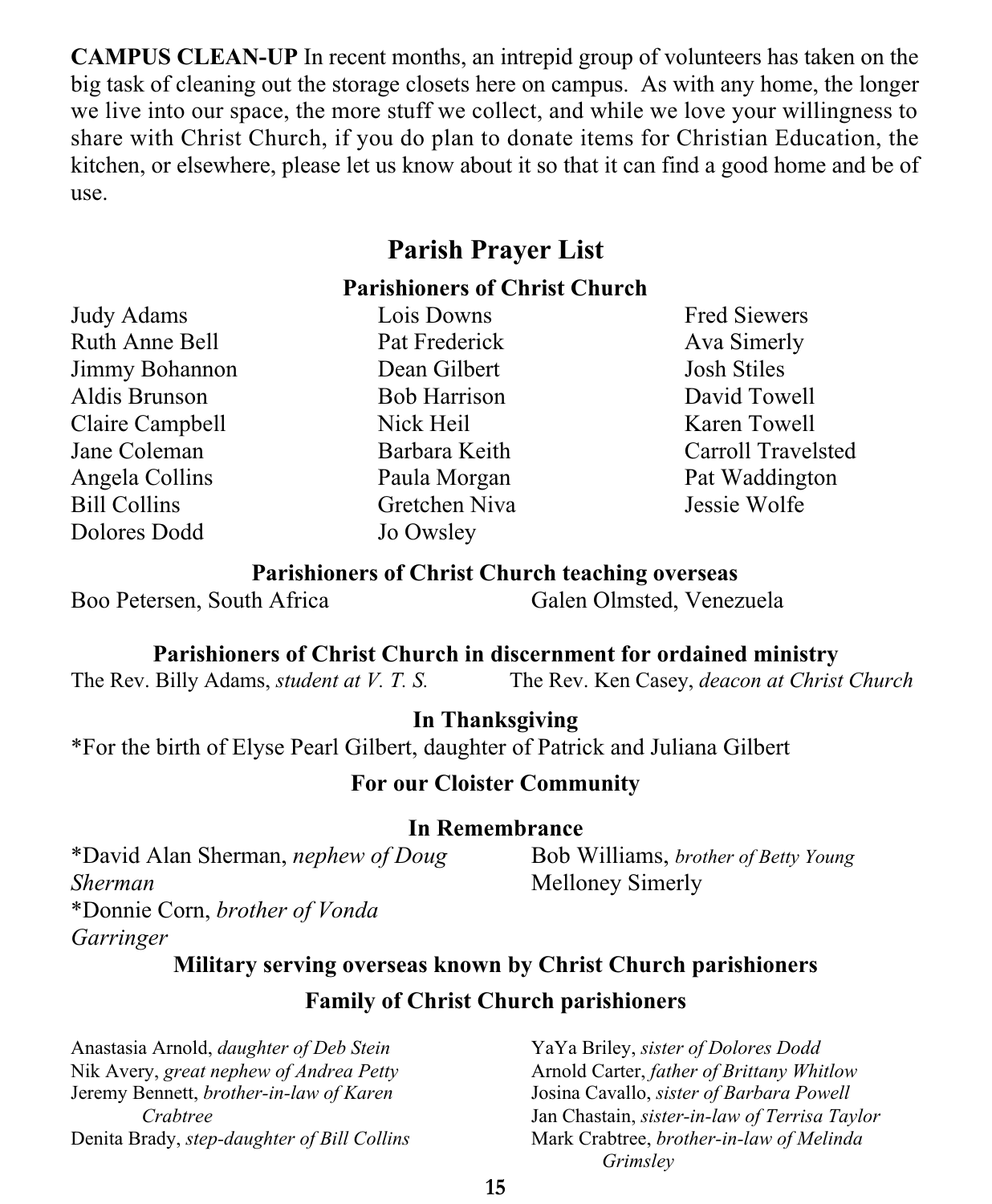**CAMPUS CLEAN-UP** In recent months, an intrepid group of volunteers has taken on the big task of cleaning out the storage closets here on campus. As with any home, the longer we live into our space, the more stuff we collect, and while we love your willingness to share with Christ Church, if you do plan to donate items for Christian Education, the kitchen, or elsewhere, please let us know about it so that it can find a good home and be of use.

## Parish Prayer List

### Parishioners of Christ Church

Judy Adams
Ruth Anne Bell
Jimmy Bohannon
Aldis Brunson
Claire Campbell
Jane Coleman
Angela Collins
Bill Collins
Dolores Dodd
Lois Downs
Pat Frederick
Dean Gilbert
Bob Harrison
Nick Heil
Barbara Keith
Paula Morgan
Gretchen Niva
Jo Owsley
Fred Siewers
Ava Simerly
Josh Stiles
David Towell
Karen Towell
Carroll Travelsted
Pat Waddington
Jessie Wolfe

### Parishioners of Christ Church teaching overseas

Boo Petersen, South Africa
Galen Olmsted, Venezuela

### Parishioners of Christ Church in discernment for ordained ministry

The Rev. Billy Adams, *student at V. T. S.*
The Rev. Ken Casey, *deacon at Christ Church*

### In Thanksgiving

*For the birth of Elyse Pearl Gilbert, daughter of Patrick and Juliana Gilbert

### For our Cloister Community

### In Remembrance

*David Alan Sherman, *nephew of Doug Sherman*
*Donnie Corn, *brother of Vonda Garringer*
Bob Williams, *brother of Betty Young*
Melloney Simerly

### Military serving overseas known by Christ Church parishioners

### Family of Christ Church parishioners

Anastasia Arnold, *daughter of Deb Stein*
Nik Avery, *great nephew of Andrea Petty*
Jeremy Bennett, *brother-in-law of Karen Crabtree*
Denita Brady, *step-daughter of Bill Collins*
YaYa Briley, *sister of Dolores Dodd*
Arnold Carter, *father of Brittany Whitlow*
Josina Cavallo, *sister of Barbara Powell*
Jan Chastain, *sister-in-law of Terrisa Taylor*
Mark Crabtree, *brother-in-law of Melinda Grimsley*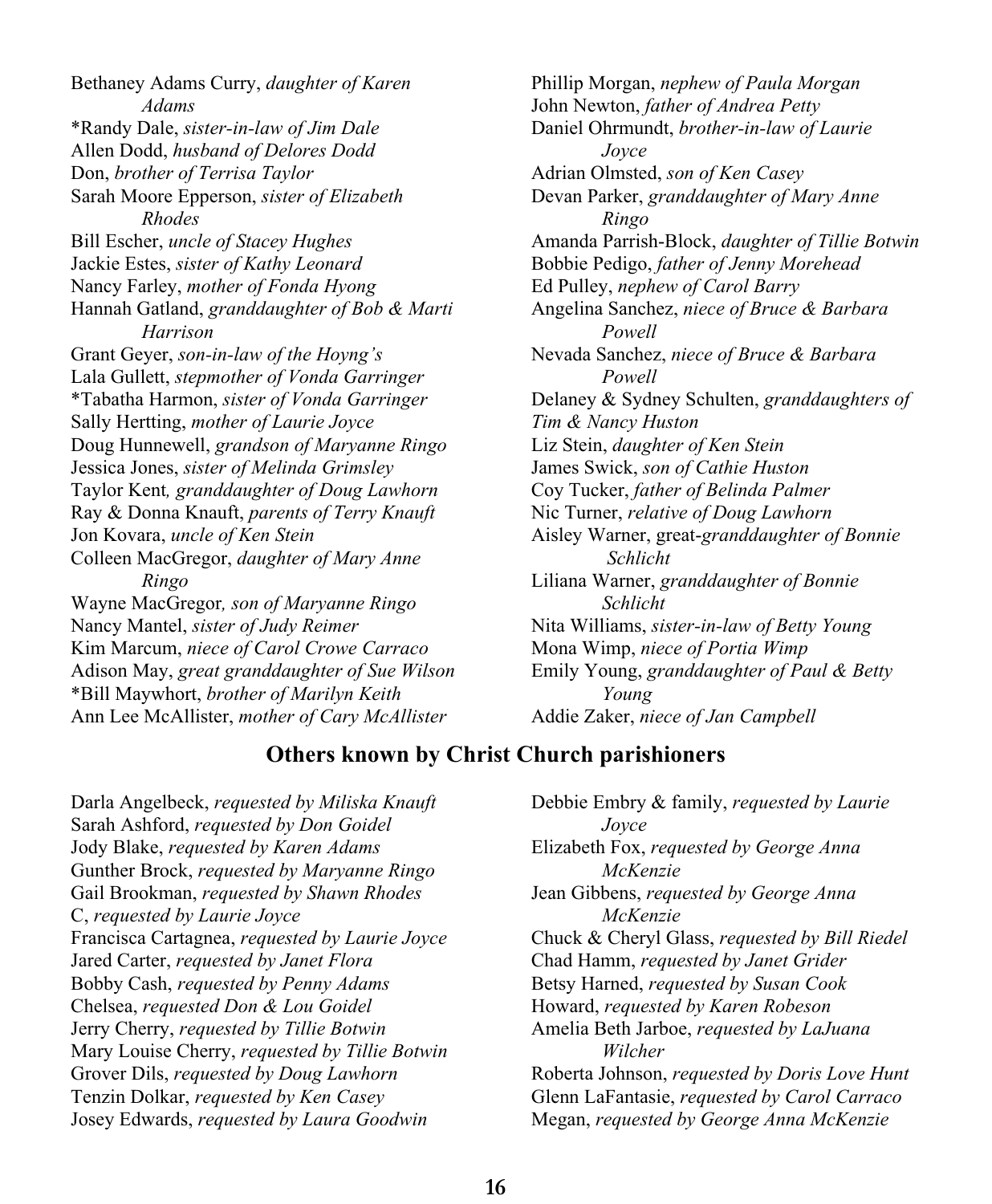Bethaney Adams Curry, *daughter of Karen Adams*
*Randy Dale, *sister-in-law of Jim Dale*
Allen Dodd, *husband of Delores Dodd*
Don, *brother of Terrisa Taylor*
Sarah Moore Epperson, *sister of Elizabeth Rhodes*
Bill Escher, *uncle of Stacey Hughes*
Jackie Estes, *sister of Kathy Leonard*
Nancy Farley, *mother of Fonda Hyong*
Hannah Gatland, *granddaughter of Bob & Marti Harrison*
Grant Geyer, *son-in-law of the Hoyng's*
Lala Gullett, *stepmother of Vonda Garringer*
*Tabatha Harmon, *sister of Vonda Garringer*
Sally Hertting, *mother of Laurie Joyce*
Doug Hunnewell, *grandson of Maryanne Ringo*
Jessica Jones, *sister of Melinda Grimsley*
Taylor Kent*, granddaughter of Doug Lawhorn*
Ray & Donna Knauft, *parents of Terry Knauft*
Jon Kovara, *uncle of Ken Stein*
Colleen MacGregor, *daughter of Mary Anne Ringo*
Wayne MacGregor*, son of Maryanne Ringo*
Nancy Mantel, *sister of Judy Reimer*
Kim Marcum, *niece of Carol Crowe Carraco*
Adison May, *great granddaughter of Sue Wilson*
*Bill Maywhort, *brother of Marilyn Keith*
Ann Lee McAllister, *mother of Cary McAllister*
Phillip Morgan, *nephew of Paula Morgan*
John Newton, *father of Andrea Petty*
Daniel Ohrmundt, *brother-in-law of Laurie Joyce*
Adrian Olmsted, *son of Ken Casey*
Devan Parker, *granddaughter of Mary Anne Ringo*
Amanda Parrish-Block, *daughter of Tillie Botwin*
Bobbie Pedigo, *father of Jenny Morehead*
Ed Pulley, *nephew of Carol Barry*
Angelina Sanchez, *niece of Bruce & Barbara Powell*
Nevada Sanchez, *niece of Bruce & Barbara Powell*
Delaney & Sydney Schulten, *granddaughters of Tim & Nancy Huston*
Liz Stein, *daughter of Ken Stein*
James Swick, *son of Cathie Huston*
Coy Tucker, *father of Belinda Palmer*
Nic Turner, *relative of Doug Lawhorn*
Aisley Warner, great-*granddaughter of Bonnie Schlicht*
Liliana Warner, *granddaughter of Bonnie Schlicht*
Nita Williams, *sister-in-law of Betty Young*
Mona Wimp, *niece of Portia Wimp*
Emily Young, *granddaughter of Paul & Betty Young*
Addie Zaker, *niece of Jan Campbell*

## Others known by Christ Church parishioners

Darla Angelbeck, *requested by Miliska Knauft*
Sarah Ashford, *requested by Don Goidel*
Jody Blake, *requested by Karen Adams*
Gunther Brock, *requested by Maryanne Ringo*
Gail Brookman, *requested by Shawn Rhodes*
C, *requested by Laurie Joyce*
Francisca Cartagnea, *requested by Laurie Joyce*
Jared Carter, *requested by Janet Flora*
Bobby Cash, *requested by Penny Adams*
Chelsea, *requested Don & Lou Goidel*
Jerry Cherry, *requested by Tillie Botwin*
Mary Louise Cherry, *requested by Tillie Botwin*
Grover Dils, *requested by Doug Lawhorn*
Tenzin Dolkar, *requested by Ken Casey*
Josey Edwards, *requested by Laura Goodwin*
Debbie Embry & family, *requested by Laurie Joyce*
Elizabeth Fox, *requested by George Anna McKenzie*
Jean Gibbens, *requested by George Anna McKenzie*
Chuck & Cheryl Glass, *requested by Bill Riedel*
Chad Hamm, *requested by Janet Grider*
Betsy Harned, *requested by Susan Cook*
Howard, *requested by Karen Robeson*
Amelia Beth Jarboe, *requested by LaJuana Wilcher*
Roberta Johnson, *requested by Doris Love Hunt*
Glenn LaFantasie, *requested by Carol Carraco*
Megan, *requested by George Anna McKenzie*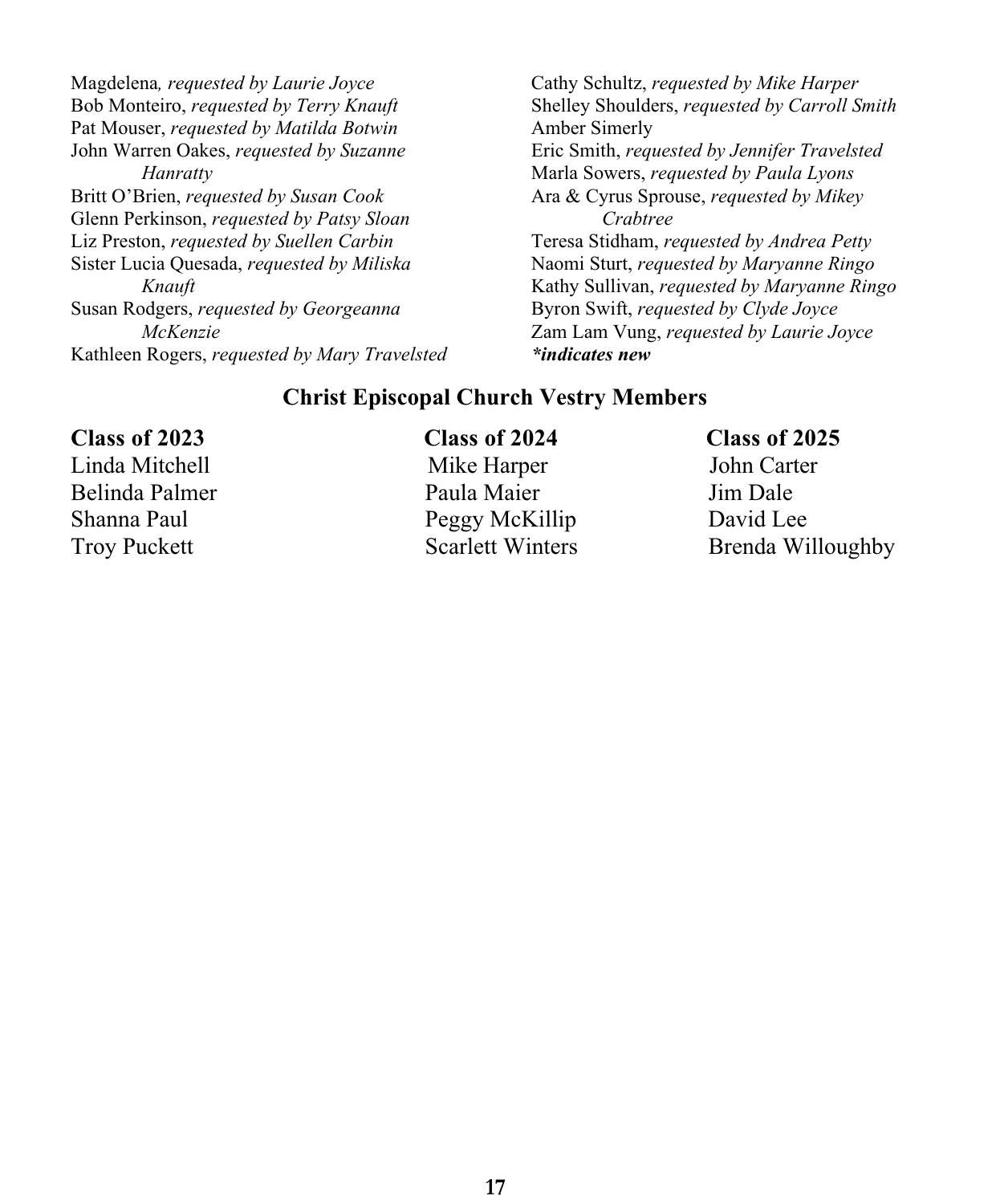Magdelena*, requested by Laurie Joyce*
Bob Monteiro, *requested by Terry Knauft*
Pat Mouser, *requested by Matilda Botwin*
John Warren Oakes, *requested by Suzanne Hanratty*
Britt O'Brien, *requested by Susan Cook*
Glenn Perkinson, *requested by Patsy Sloan*
Liz Preston, *requested by Suellen Carbin*
Sister Lucia Quesada, *requested by Miliska Knauft*
Susan Rodgers, *requested by Georgeanna McKenzie*
Kathleen Rogers, *requested by Mary Travelsted*
Cathy Schultz, *requested by Mike Harper*
Shelley Shoulders, *requested by Carroll Smith*
Amber Simerly
Eric Smith, *requested by Jennifer Travelsted*
Marla Sowers, *requested by Paula Lyons*
Ara & Cyrus Sprouse, *requested by Mikey Crabtree*
Teresa Stidham, *requested by Andrea Petty*
Naomi Sturt, *requested by Maryanne Ringo*
Kathy Sullivan, *requested by Maryanne Ringo*
Byron Swift, *requested by Clyde Joyce*
Zam Lam Vung, *requested by Laurie Joyce*
***indicates new***

## Christ Episcopal Church Vestry Members

| Class of 2023 | Class of 2024 | Class of 2025 |
|---|---|---|
| Linda Mitchell | Mike Harper | John Carter |
| Belinda Palmer | Paula Maier | Jim Dale |
| Shanna Paul | Peggy McKillip | David Lee |
| Troy Puckett | Scarlett Winters | Brenda Willoughby |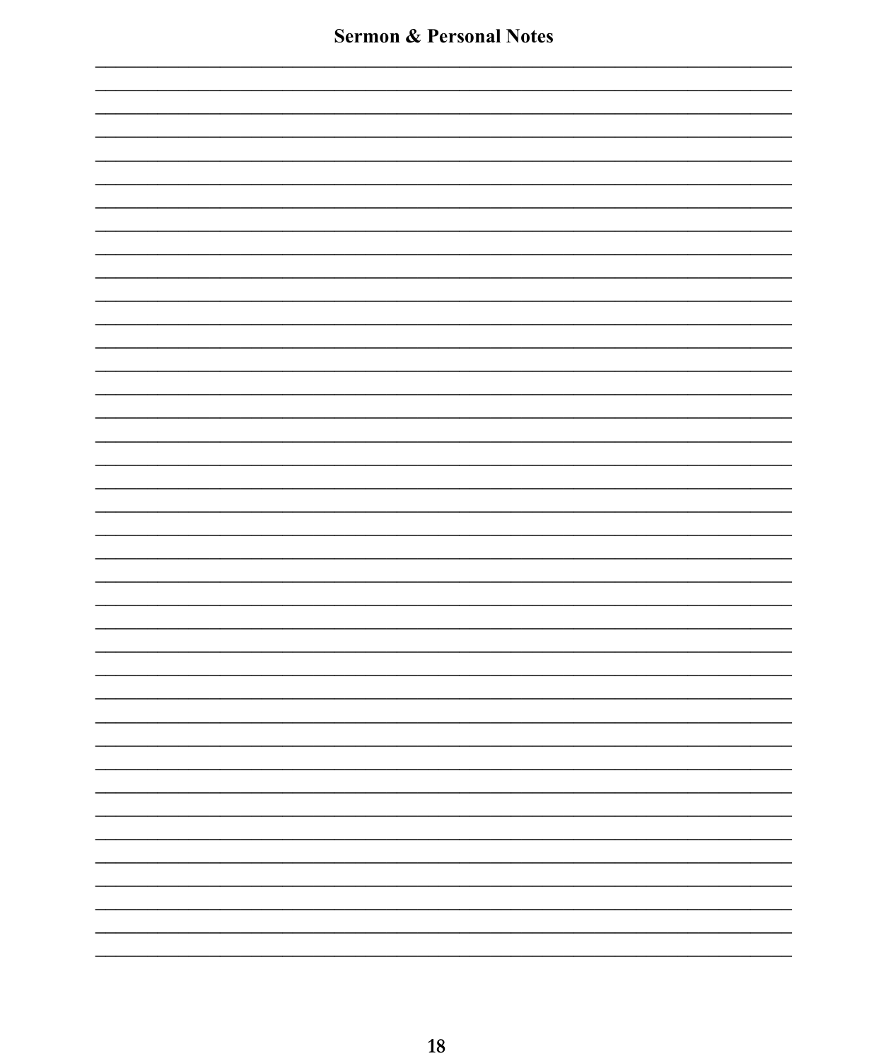# Sermon & Personal Notes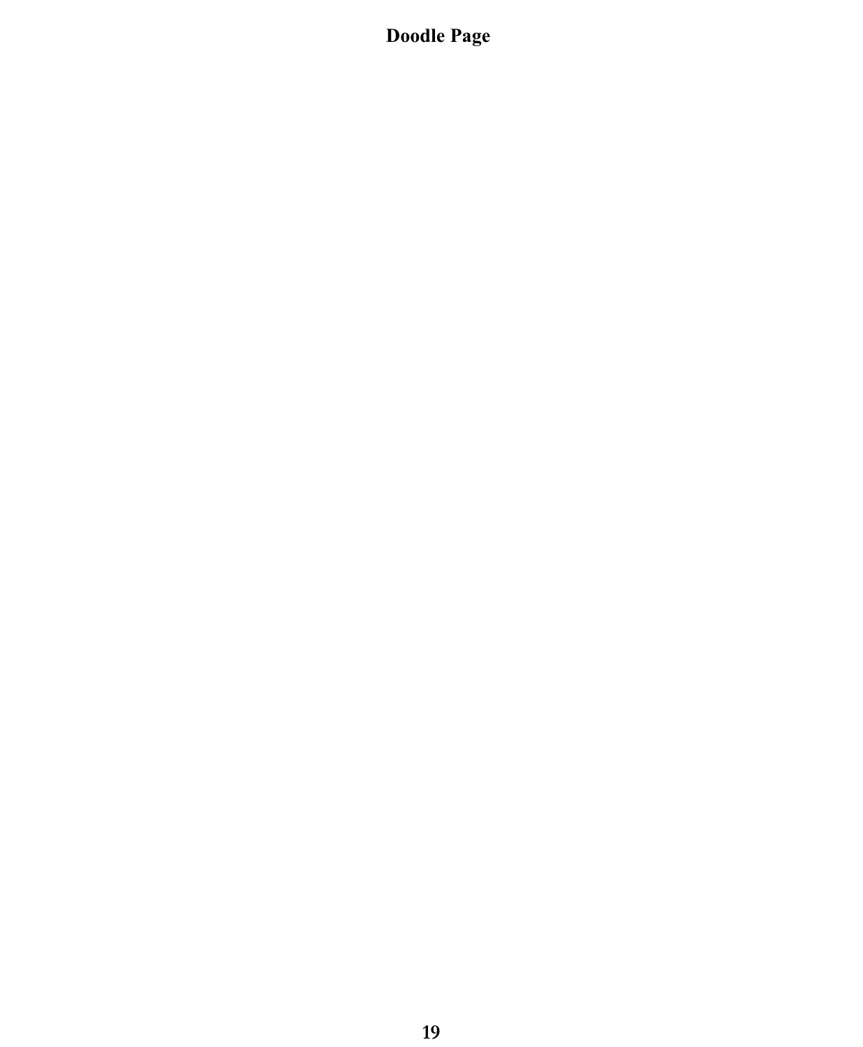# Doodle Page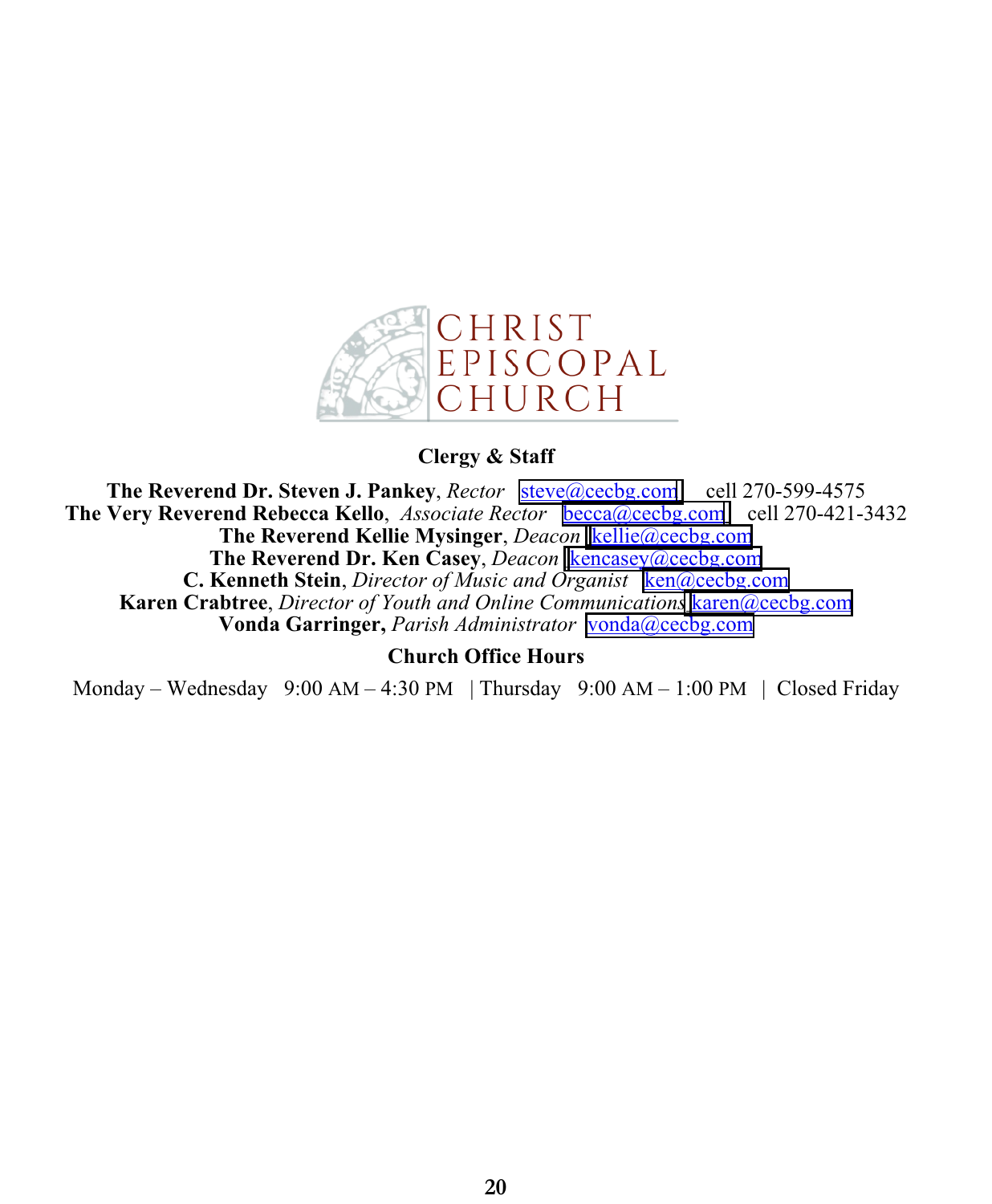CHRIST EPISCOPAL CHURCH

## Clergy & Staff

**The Reverend Dr. Steven J. Pankey**, *Rector* steve@cecbg.com cell 270-599-4575
**The Very Reverend Rebecca Kello**, *Associate Rector* becca@cecbg.com cell 270-421-3432
**The Reverend Kellie Mysinger**, *Deacon* kellie@cecbg.com
**The Reverend Dr. Ken Casey**, *Deacon* kencasey@cecbg.com
**C. Kenneth Stein**, *Director of Music and Organist* ken@cecbg.com
**Karen Crabtree**, *Director of Youth and Online Communications* karen@cecbg.com
**Vonda Garringer,** *Parish Administrator* vonda@cecbg.com

## Church Office Hours

Monday – Wednesday 9:00 AM – 4:30 PM | Thursday 9:00 AM – 1:00 PM | Closed Friday